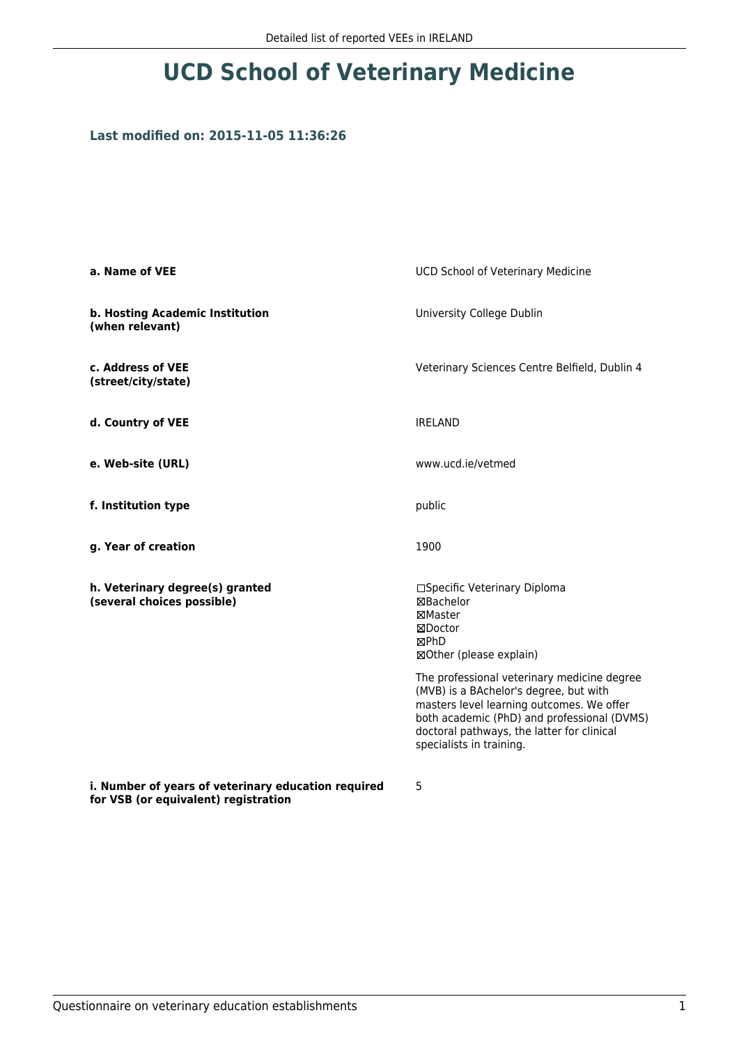# UCD School of Veterinary Medicine

### Last modified on: 2015-11-05 11:36:26

| | |
|---|---|
| **a. Name of VEE** | UCD School of Veterinary Medicine |
| **b. Hosting Academic Institution (when relevant)** | University College Dublin |
| **c. Address of VEE (street/city/state)** | Veterinary Sciences Centre Belfield, Dublin 4 |
| **d. Country of VEE** | IRELAND |
| **e. Web-site (URL)** | www.ucd.ie/vetmed |
| **f. Institution type** | public |
| **g. Year of creation** | 1900 |
| **h. Veterinary degree(s) granted (several choices possible)** | ☐Specific Veterinary Diploma<br>☒Bachelor<br>☒Master<br>☒Doctor<br>☒PhD<br>☒Other (please explain)<br><br>The professional veterinary medicine degree (MVB) is a BAchelor's degree, but with masters level learning outcomes. We offer both academic (PhD) and professional (DVMS) doctoral pathways, the latter for clinical specialists in training. |
| **i. Number of years of veterinary education required for VSB (or equivalent) registration** | 5 |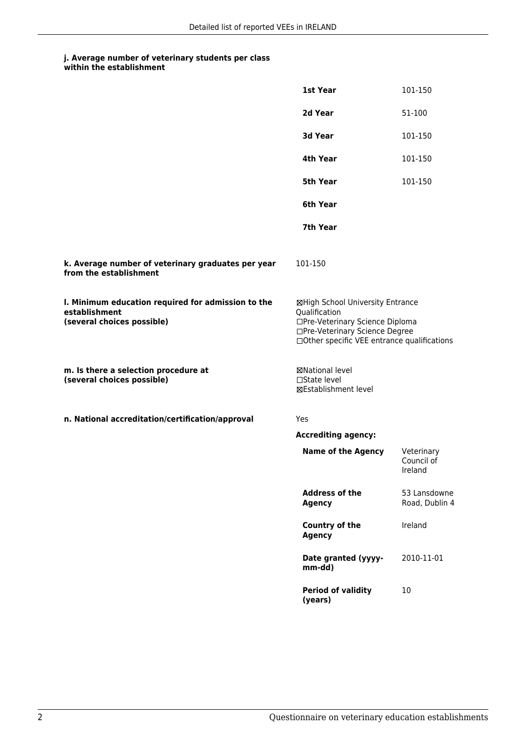#### j. Average number of veterinary students per class within the establishment

| | |
|---|---|
| **1st Year** | 101-150 |
| **2d Year** | 51-100 |
| **3d Year** | 101-150 |
| **4th Year** | 101-150 |
| **5th Year** | 101-150 |
| **6th Year** | |
| **7th Year** | |

**k. Average number of veterinary graduates per year from the establishment**

101-150

**l. Minimum education required for admission to the establishment (several choices possible)**

☒High School University Entrance Qualification
☐Pre-Veterinary Science Diploma
☐Pre-Veterinary Science Degree
☐Other specific VEE entrance qualifications

**m. Is there a selection procedure at (several choices possible)**

☒National level
☐State level
☒Establishment level

**n. National accreditation/certification/approval**

Yes

**Accrediting agency:**

| | |
|---|---|
| **Name of the Agency** | Veterinary Council of Ireland |
| **Address of the Agency** | 53 Lansdowne Road, Dublin 4 |
| **Country of the Agency** | Ireland |
| **Date granted (yyyy-mm-dd)** | 2010-11-01 |
| **Period of validity (years)** | 10 |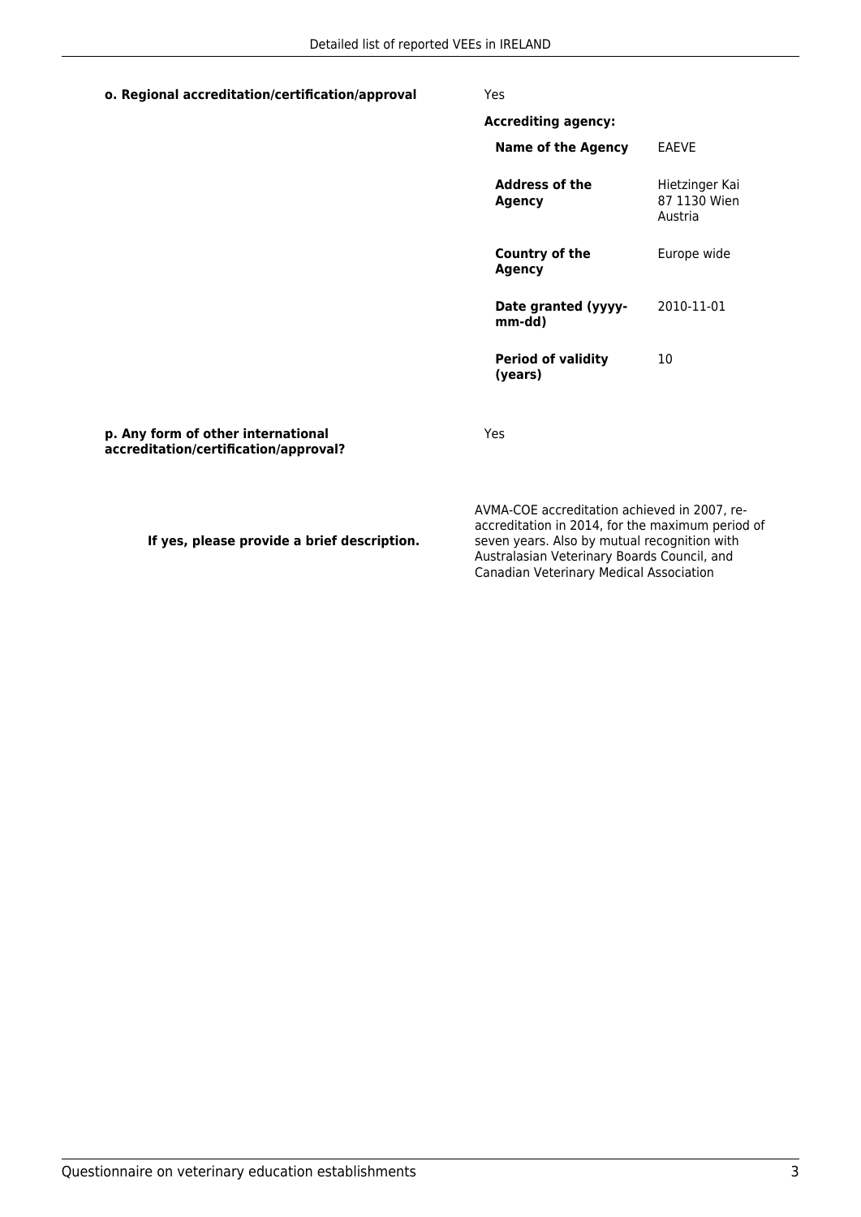**o. Regional accreditation/certification/approval**

Yes

**Accrediting agency:**

| | |
|---|---|
| **Name of the Agency** | EAEVE |
| **Address of the Agency** | Hietzinger Kai 87 1130 Wien Austria |
| **Country of the Agency** | Europe wide |
| **Date granted (yyyy-mm-dd)** | 2010-11-01 |
| **Period of validity (years)** | 10 |

**p. Any form of other international accreditation/certification/approval?**

Yes

**If yes, please provide a brief description.**

AVMA-COE accreditation achieved in 2007, re-accreditation in 2014, for the maximum period of seven years. Also by mutual recognition with Australasian Veterinary Boards Council, and Canadian Veterinary Medical Association